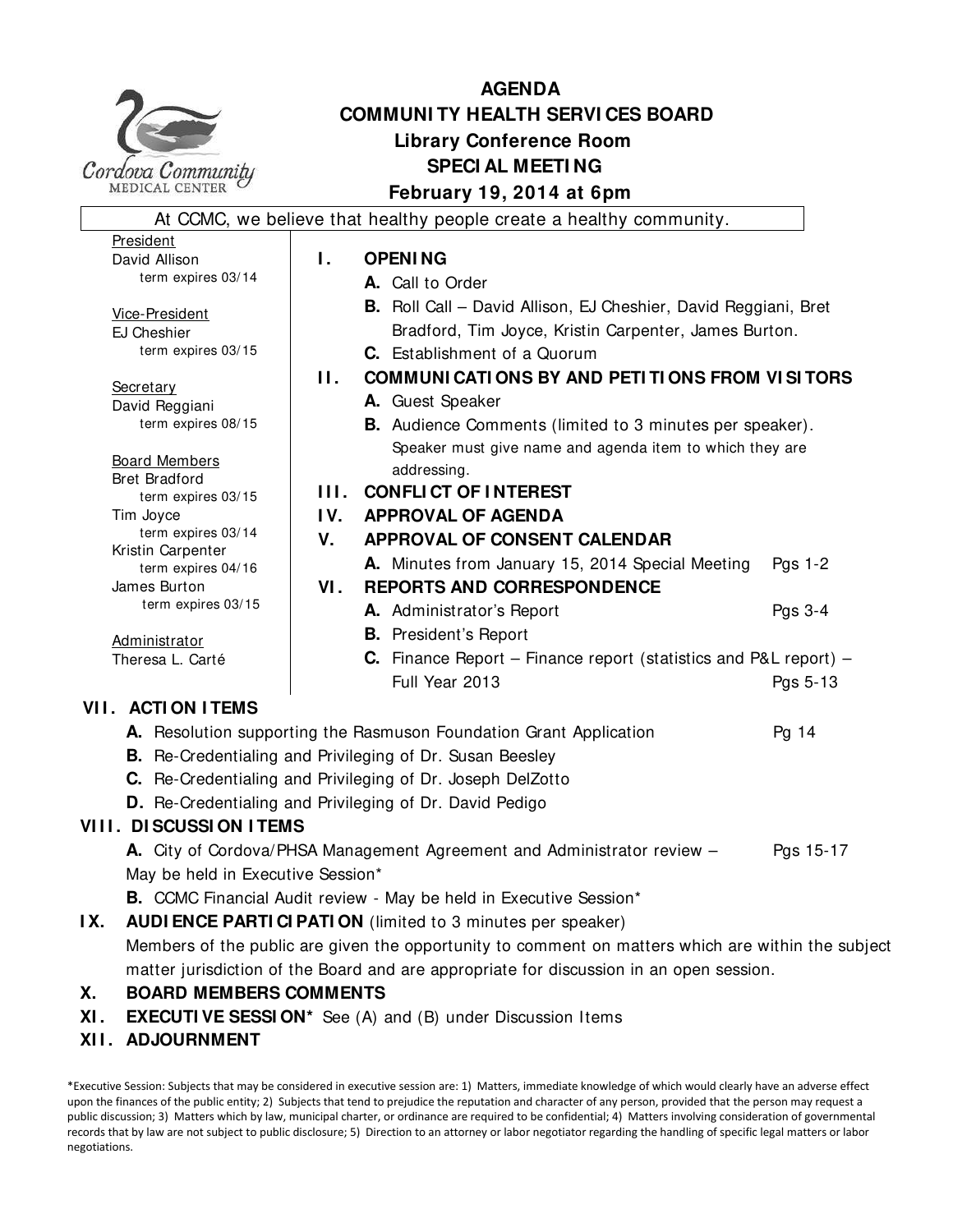Cordova Community MEDICAL CENTER

# AGENDA
## COMMUNITY HEALTH SERVICES BOARD
### Library Conference Room
### SPECIAL MEETING
### February 19, 2014 at 6pm

At CCMC, we believe that healthy people create a healthy community.

President
David Allison
term expires 03/14

Vice-President
EJ Cheshier
term expires 03/15

Secretary
David Reggiani
term expires 08/15

Board Members
Bret Bradford
term expires 03/15
Tim Joyce
term expires 03/14
Kristin Carpenter
term expires 04/16
James Burton
term expires 03/15

Administrator
Theresa L. Carté

**I. OPENING**
- **A.** Call to Order
- **B.** Roll Call – David Allison, EJ Cheshier, David Reggiani, Bret Bradford, Tim Joyce, Kristin Carpenter, James Burton.
- **C.** Establishment of a Quorum

**II. COMMUNICATIONS BY AND PETITIONS FROM VISITORS**
- **A.** Guest Speaker
- **B.** Audience Comments (limited to 3 minutes per speaker). Speaker must give name and agenda item to which they are addressing.

**III. CONFLICT OF INTEREST**

**IV. APPROVAL OF AGENDA**

**V. APPROVAL OF CONSENT CALENDAR**
- **A.** Minutes from January 15, 2014 Special Meeting — Pgs 1-2

**VI. REPORTS AND CORRESPONDENCE**
- **A.** Administrator's Report — Pgs 3-4
- **B.** President's Report
- **C.** Finance Report – Finance report (statistics and P&L report) – Full Year 2013 — Pgs 5-13

**VII. ACTION ITEMS**
- **A.** Resolution supporting the Rasmuson Foundation Grant Application — Pg 14
- **B.** Re-Credentialing and Privileging of Dr. Susan Beesley
- **C.** Re-Credentialing and Privileging of Dr. Joseph DelZotto
- **D.** Re-Credentialing and Privileging of Dr. David Pedigo

**VIII. DISCUSSION ITEMS**
- **A.** City of Cordova/PHSA Management Agreement and Administrator review – May be held in Executive Session* — Pgs 15-17
- **B.** CCMC Financial Audit review - May be held in Executive Session*

**IX. AUDIENCE PARTICIPATION** (limited to 3 minutes per speaker)
Members of the public are given the opportunity to comment on matters which are within the subject matter jurisdiction of the Board and are appropriate for discussion in an open session.

**X. BOARD MEMBERS COMMENTS**

**XI. EXECUTIVE SESSION*** See (A) and (B) under Discussion Items

**XII. ADJOURNMENT**

*Executive Session: Subjects that may be considered in executive session are: 1) Matters, immediate knowledge of which would clearly have an adverse effect upon the finances of the public entity; 2) Subjects that tend to prejudice the reputation and character of any person, provided that the person may request a public discussion; 3) Matters which by law, municipal charter, or ordinance are required to be confidential; 4) Matters involving consideration of governmental records that by law are not subject to public disclosure; 5) Direction to an attorney or labor negotiator regarding the handling of specific legal matters or labor negotiations.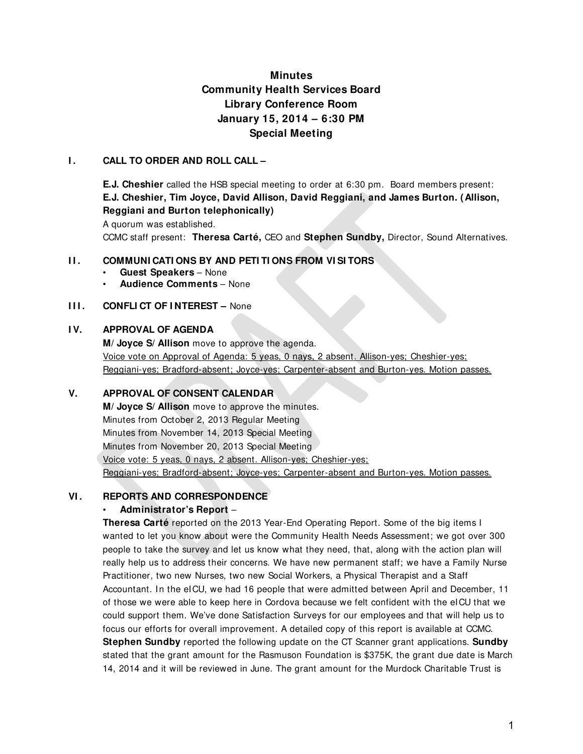# Minutes
# Community Health Services Board
# Library Conference Room
# January 15, 2014 – 6:30 PM
# Special Meeting

## I. CALL TO ORDER AND ROLL CALL –

**E.J. Cheshier** called the HSB special meeting to order at 6:30 pm. Board members present: **E.J. Cheshier, Tim Joyce, David Allison, David Reggiani, and James Burton. (Allison, Reggiani and Burton telephonically)**

A quorum was established.

CCMC staff present: **Theresa Carté,** CEO and **Stephen Sundby,** Director, Sound Alternatives.

## II. COMMUNICATIONS BY AND PETITIONS FROM VISITORS

- **Guest Speakers** – None
- **Audience Comments** – None

## III. CONFLICT OF INTEREST – None

## IV. APPROVAL OF AGENDA

**M/ Joyce S/ Allison** move to approve the agenda.

<u>Voice vote on Approval of Agenda: 5 yeas, 0 nays, 2 absent. Allison-yes; Cheshier-yes; Reggiani-yes; Bradford-absent; Joyce-yes; Carpenter-absent and Burton-yes. Motion passes.</u>

## V. APPROVAL OF CONSENT CALENDAR

**M/ Joyce S/ Allison** move to approve the minutes.

Minutes from October 2, 2013 Regular Meeting

Minutes from November 14, 2013 Special Meeting

Minutes from November 20, 2013 Special Meeting

<u>Voice vote: 5 yeas, 0 nays, 2 absent. Allison-yes; Cheshier-yes; Reggiani-yes; Bradford-absent; Joyce-yes; Carpenter-absent and Burton-yes. Motion passes.</u>

## VI. REPORTS AND CORRESPONDENCE

- **Administrator's Report** –

**Theresa Carté** reported on the 2013 Year-End Operating Report. Some of the big items I wanted to let you know about were the Community Health Needs Assessment; we got over 300 people to take the survey and let us know what they need, that, along with the action plan will really help us to address their concerns. We have new permanent staff; we have a Family Nurse Practitioner, two new Nurses, two new Social Workers, a Physical Therapist and a Staff Accountant. In the eICU, we had 16 people that were admitted between April and December, 11 of those we were able to keep here in Cordova because we felt confident with the eICU that we could support them. We've done Satisfaction Surveys for our employees and that will help us to focus our efforts for overall improvement. A detailed copy of this report is available at CCMC.

**Stephen Sundby** reported the following update on the CT Scanner grant applications. **Sundby** stated that the grant amount for the Rasmuson Foundation is $375K, the grant due date is March 14, 2014 and it will be reviewed in June. The grant amount for the Murdock Charitable Trust is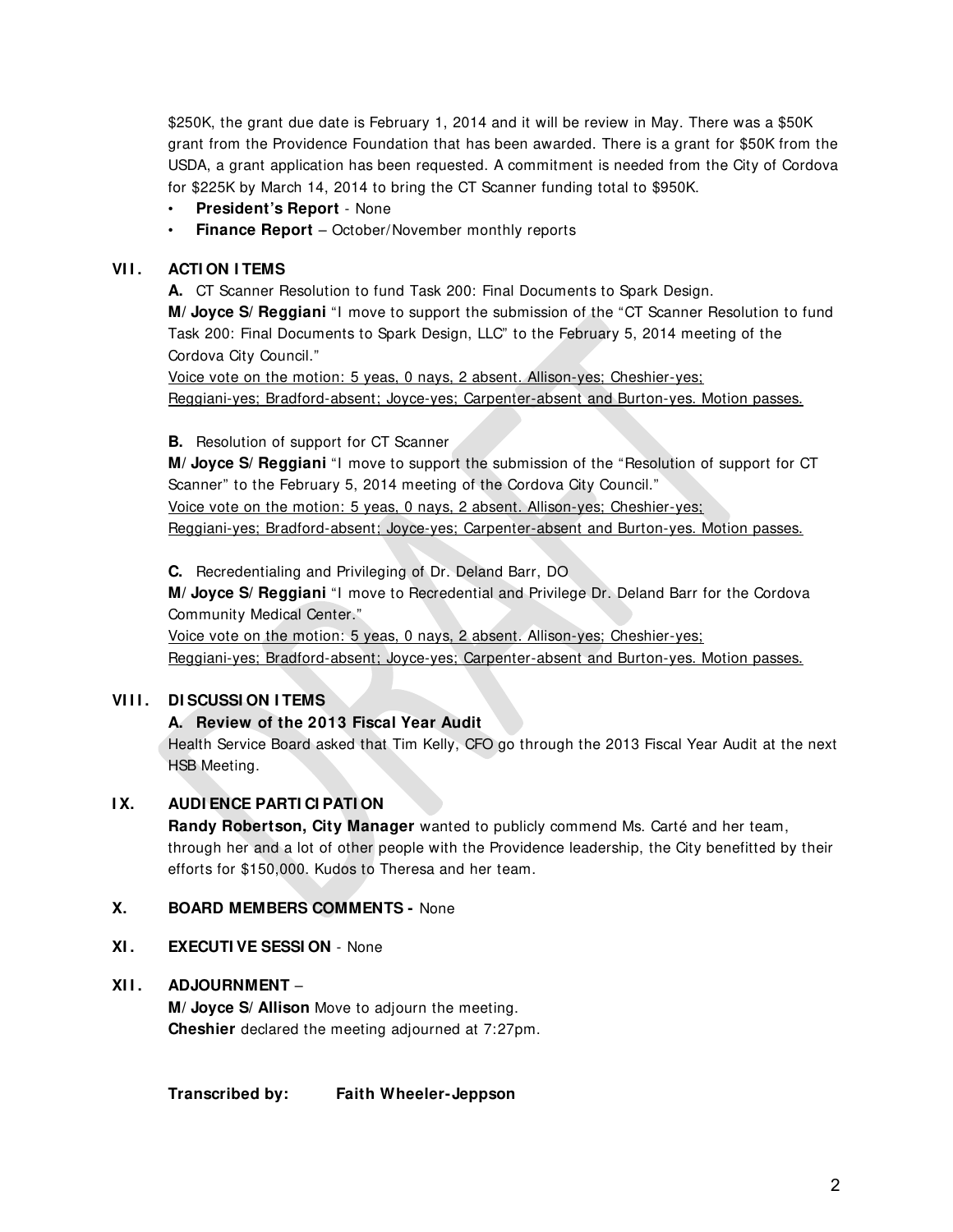$250K, the grant due date is February 1, 2014 and it will be review in May. There was a $50K grant from the Providence Foundation that has been awarded. There is a grant for $50K from the USDA, a grant application has been requested. A commitment is needed from the City of Cordova for $225K by March 14, 2014 to bring the CT Scanner funding total to $950K.

- **President's Report** - None
- **Finance Report** – October/November monthly reports

## VII. ACTION ITEMS

**A.** CT Scanner Resolution to fund Task 200: Final Documents to Spark Design.

**M/ Joyce S/ Reggiani** "I move to support the submission of the "CT Scanner Resolution to fund Task 200: Final Documents to Spark Design, LLC" to the February 5, 2014 meeting of the Cordova City Council."

Voice vote on the motion: 5 yeas, 0 nays, 2 absent. Allison-yes; Cheshier-yes; Reggiani-yes; Bradford-absent; Joyce-yes; Carpenter-absent and Burton-yes. Motion passes.

**B.** Resolution of support for CT Scanner

**M/ Joyce S/ Reggiani** "I move to support the submission of the "Resolution of support for CT Scanner" to the February 5, 2014 meeting of the Cordova City Council."

Voice vote on the motion: 5 yeas, 0 nays, 2 absent. Allison-yes; Cheshier-yes; Reggiani-yes; Bradford-absent; Joyce-yes; Carpenter-absent and Burton-yes. Motion passes.

**C.** Recredentialing and Privileging of Dr. Deland Barr, DO

**M/ Joyce S/ Reggiani** "I move to Recredential and Privilege Dr. Deland Barr for the Cordova Community Medical Center."

Voice vote on the motion: 5 yeas, 0 nays, 2 absent. Allison-yes; Cheshier-yes; Reggiani-yes; Bradford-absent; Joyce-yes; Carpenter-absent and Burton-yes. Motion passes.

## VIII. DISCUSSION ITEMS

**A. Review of the 2013 Fiscal Year Audit**

Health Service Board asked that Tim Kelly, CFO go through the 2013 Fiscal Year Audit at the next HSB Meeting.

## IX. AUDIENCE PARTICIPATION

**Randy Robertson, City Manager** wanted to publicly commend Ms. Carté and her team, through her and a lot of other people with the Providence leadership, the City benefitted by their efforts for $150,000. Kudos to Theresa and her team.

## X. BOARD MEMBERS COMMENTS - None

## XI. EXECUTIVE SESSION - None

## XII. ADJOURNMENT –

**M/ Joyce S/ Allison** Move to adjourn the meeting.

**Cheshier** declared the meeting adjourned at 7:27pm.

**Transcribed by:** **Faith Wheeler-Jeppson**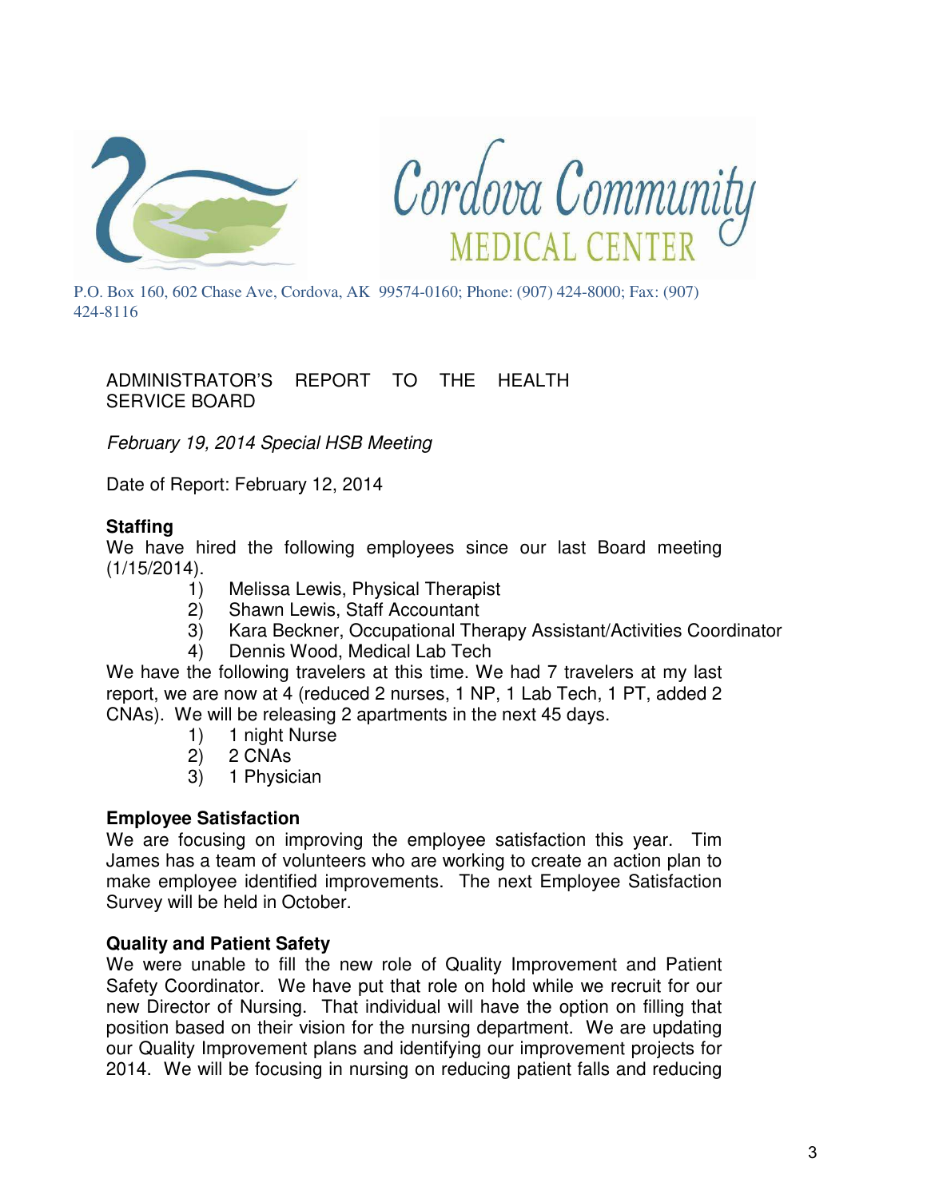Cordova Community MEDICAL CENTER

P.O. Box 160, 602 Chase Ave, Cordova, AK 99574-0160; Phone: (907) 424-8000; Fax: (907) 424-8116

ADMINISTRATOR'S REPORT TO THE HEALTH SERVICE BOARD

*February 19, 2014 Special HSB Meeting*

Date of Report: February 12, 2014

**Staffing**

We have hired the following employees since our last Board meeting (1/15/2014).

1) Melissa Lewis, Physical Therapist
2) Shawn Lewis, Staff Accountant
3) Kara Beckner, Occupational Therapy Assistant/Activities Coordinator
4) Dennis Wood, Medical Lab Tech

We have the following travelers at this time. We had 7 travelers at my last report, we are now at 4 (reduced 2 nurses, 1 NP, 1 Lab Tech, 1 PT, added 2 CNAs). We will be releasing 2 apartments in the next 45 days.

1) 1 night Nurse
2) 2 CNAs
3) 1 Physician

**Employee Satisfaction**

We are focusing on improving the employee satisfaction this year. Tim James has a team of volunteers who are working to create an action plan to make employee identified improvements. The next Employee Satisfaction Survey will be held in October.

**Quality and Patient Safety**

We were unable to fill the new role of Quality Improvement and Patient Safety Coordinator. We have put that role on hold while we recruit for our new Director of Nursing. That individual will have the option on filling that position based on their vision for the nursing department. We are updating our Quality Improvement plans and identifying our improvement projects for 2014. We will be focusing in nursing on reducing patient falls and reducing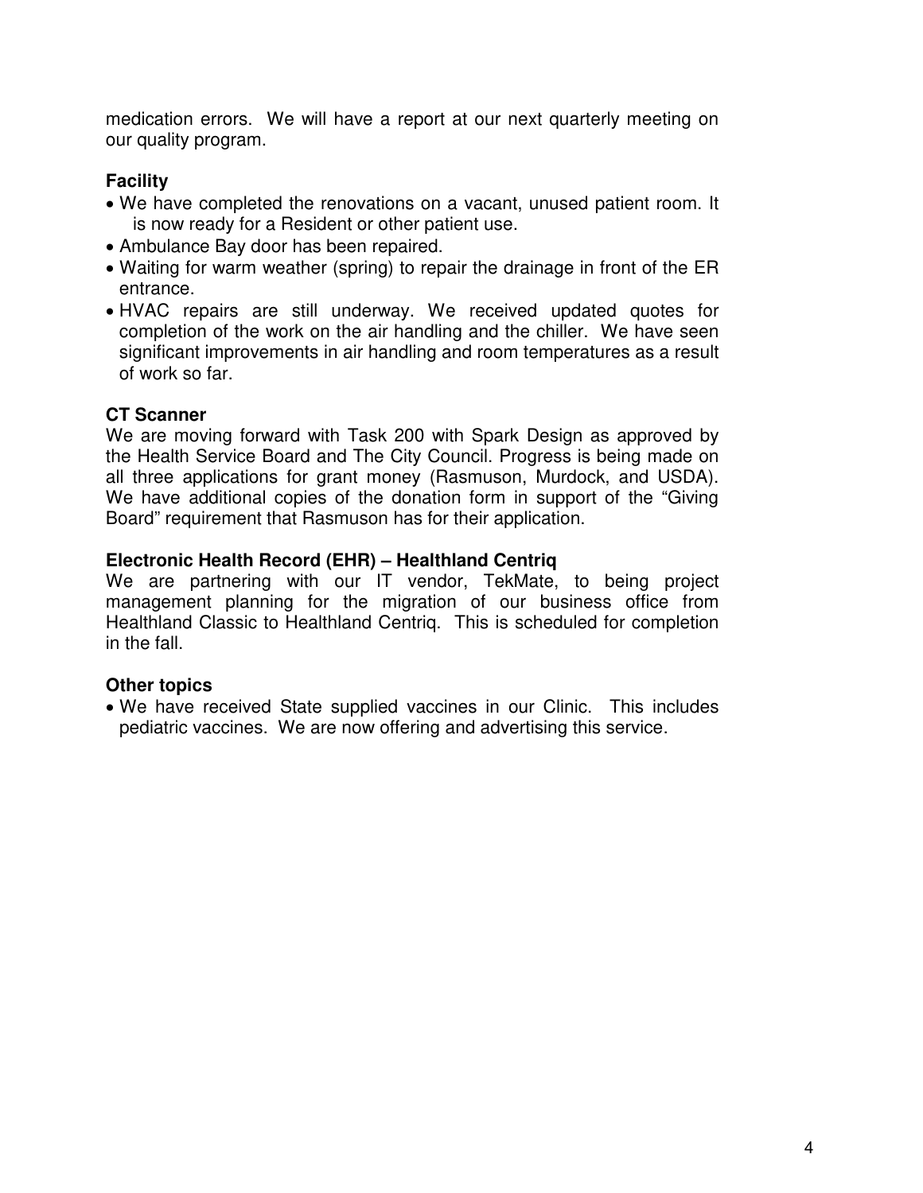medication errors. We will have a report at our next quarterly meeting on our quality program.

**Facility**

- We have completed the renovations on a vacant, unused patient room. It is now ready for a Resident or other patient use.
- Ambulance Bay door has been repaired.
- Waiting for warm weather (spring) to repair the drainage in front of the ER entrance.
- HVAC repairs are still underway. We received updated quotes for completion of the work on the air handling and the chiller. We have seen significant improvements in air handling and room temperatures as a result of work so far.

**CT Scanner**

We are moving forward with Task 200 with Spark Design as approved by the Health Service Board and The City Council. Progress is being made on all three applications for grant money (Rasmuson, Murdock, and USDA). We have additional copies of the donation form in support of the "Giving Board" requirement that Rasmuson has for their application.

**Electronic Health Record (EHR) – Healthland Centriq**

We are partnering with our IT vendor, TekMate, to being project management planning for the migration of our business office from Healthland Classic to Healthland Centriq. This is scheduled for completion in the fall.

**Other topics**

- We have received State supplied vaccines in our Clinic. This includes pediatric vaccines. We are now offering and advertising this service.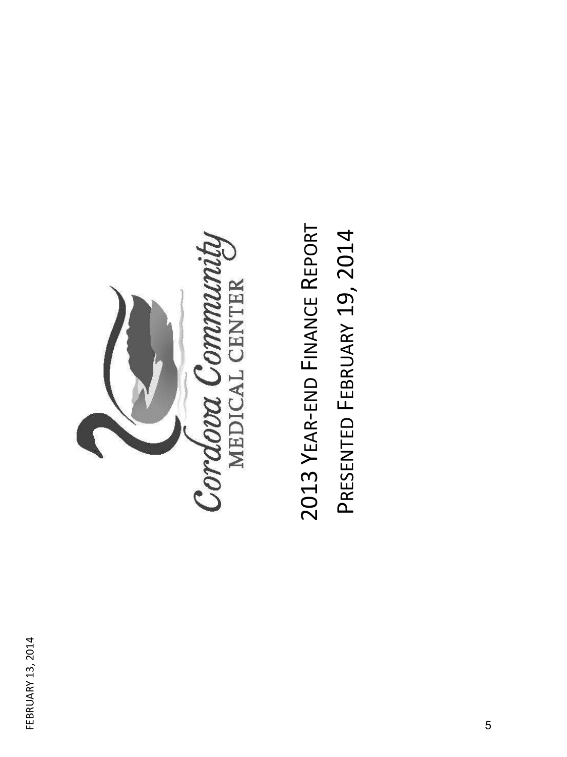Cordova Community
MEDICAL CENTER

# 2013 Year-end Finance Report

## Presented February 19, 2014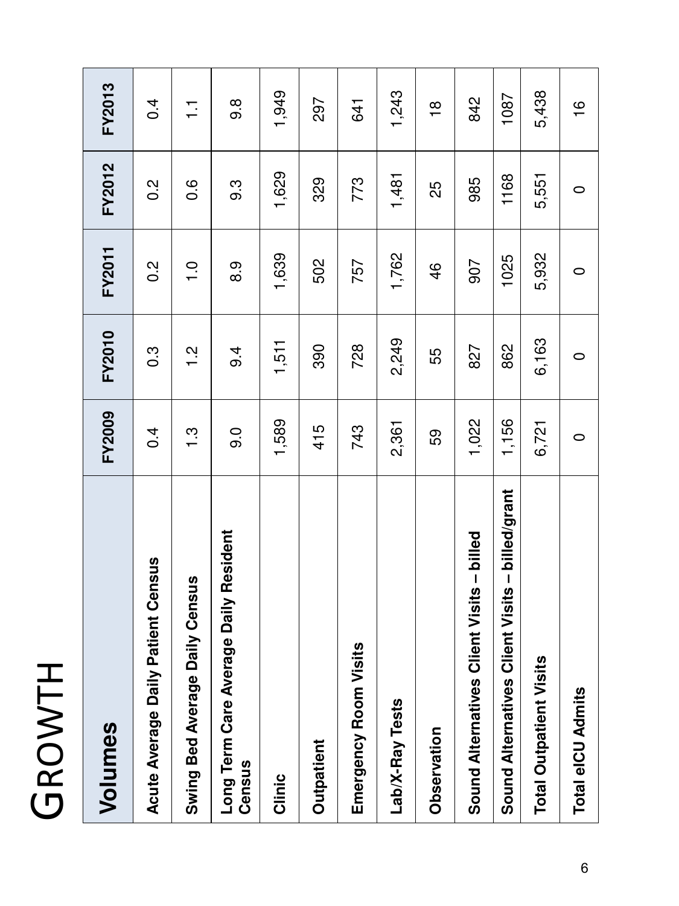# GROWTH

| Volumes | FY2009 | FY2010 | FY2011 | FY2012 | FY2013 |
|---|---|---|---|---|---|
| Acute Average Daily Patient Census | 0.4 | 0.3 | 0.2 | 0.2 | 0.4 |
| Swing Bed Average Daily Census | 1.3 | 1.2 | 1.0 | 0.6 | 1.1 |
| Long Term Care Average Daily Resident Census | 9.0 | 9.4 | 8.9 | 9.3 | 9.8 |
| Clinic | 1,589 | 1,511 | 1,639 | 1,629 | 1,949 |
| Outpatient | 415 | 390 | 502 | 329 | 297 |
| Emergency Room Visits | 743 | 728 | 757 | 773 | 641 |
| Lab/X-Ray Tests | 2,361 | 2,249 | 1,762 | 1,481 | 1,243 |
| Observation | 59 | 55 | 46 | 25 | 18 |
| Sound Alternatives Client Visits – billed | 1,022 | 827 | 907 | 985 | 842 |
| Sound Alternatives Client Visits – billed/grant | 1,156 | 862 | 1025 | 1168 | 1087 |
| Total Outpatient Visits | 6,721 | 6,163 | 5,932 | 5,551 | 5,438 |
| Total eICU Admits | 0 | 0 | 0 | 0 | 16 |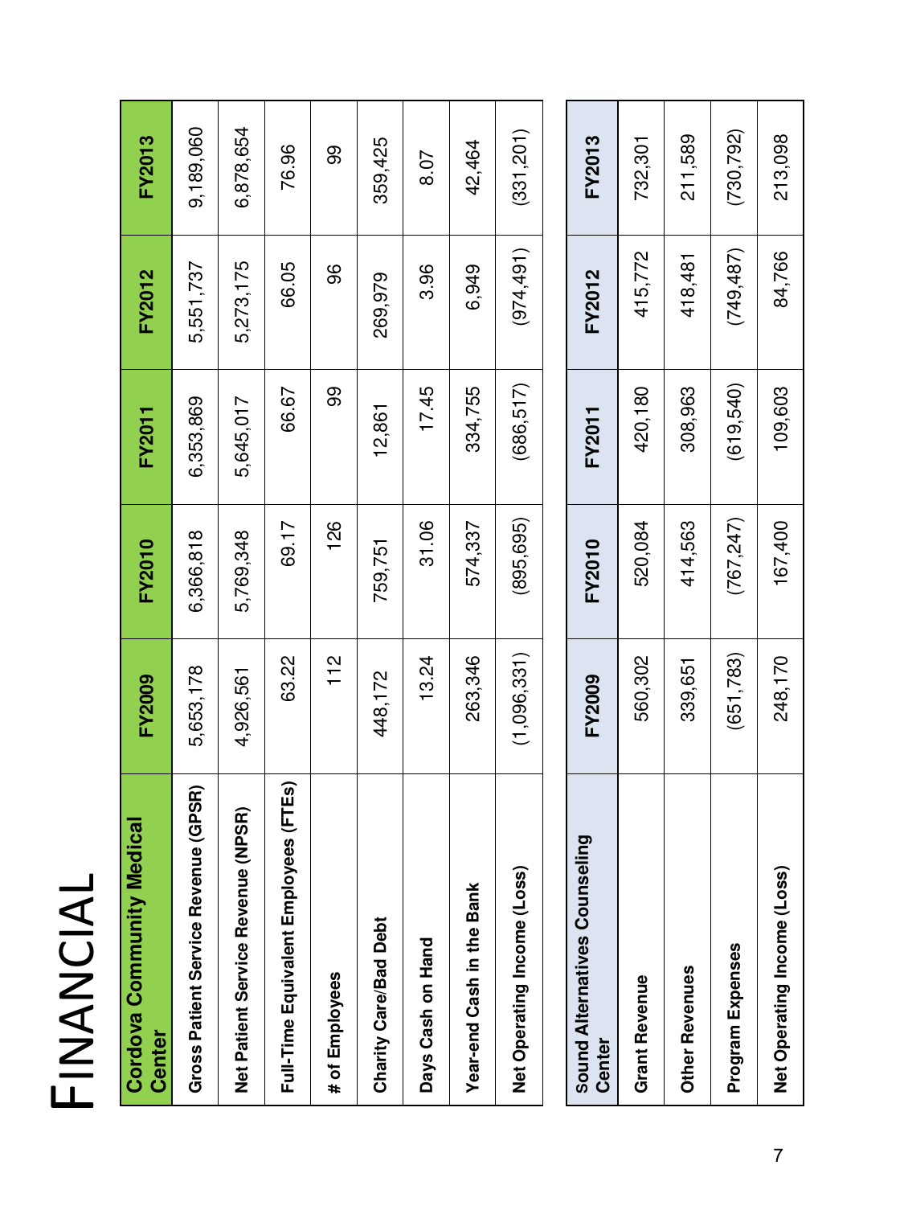# Financial

| Cordova Community Medical Center | FY2009 | FY2010 | FY2011 | FY2012 | FY2013 |
|---|---|---|---|---|---|
| Gross Patient Service Revenue (GPSR) | 5,653,178 | 6,366,818 | 6,353,869 | 5,551,737 | 9,189,060 |
| Net Patient Service Revenue (NPSR) | 4,926,561 | 5,769,348 | 5,645,017 | 5,273,175 | 6,878,654 |
| Full-Time Equivalent Employees (FTEs) | 63.22 | 69.17 | 66.67 | 66.05 | 76.96 |
| # of Employees | 112 | 126 | 99 | 96 | 99 |
| Charity Care/Bad Debt | 448,172 | 759,751 | 12,861 | 269,979 | 359,425 |
| Days Cash on Hand | 13.24 | 31.06 | 17.45 | 3.96 | 8.07 |
| Year-end Cash in the Bank | 263,346 | 574,337 | 334,755 | 6,949 | 42,464 |
| Net Operating Income (Loss) | (1,096,331) | (895,695) | (686,517) | (974,491) | (331,201) |

| Sound Alternatives Counseling Center | FY2009 | FY2010 | FY2011 | FY2012 | FY2013 |
|---|---|---|---|---|---|
| Grant Revenue | 560,302 | 520,084 | 420,180 | 415,772 | 732,301 |
| Other Revenues | 339,651 | 414,563 | 308,963 | 418,481 | 211,589 |
| Program Expenses | (651,783) | (767,247) | (619,540) | (749,487) | (730,792) |
| Net Operating Income (Loss) | 248,170 | 167,400 | 109,603 | 84,766 | 213,098 |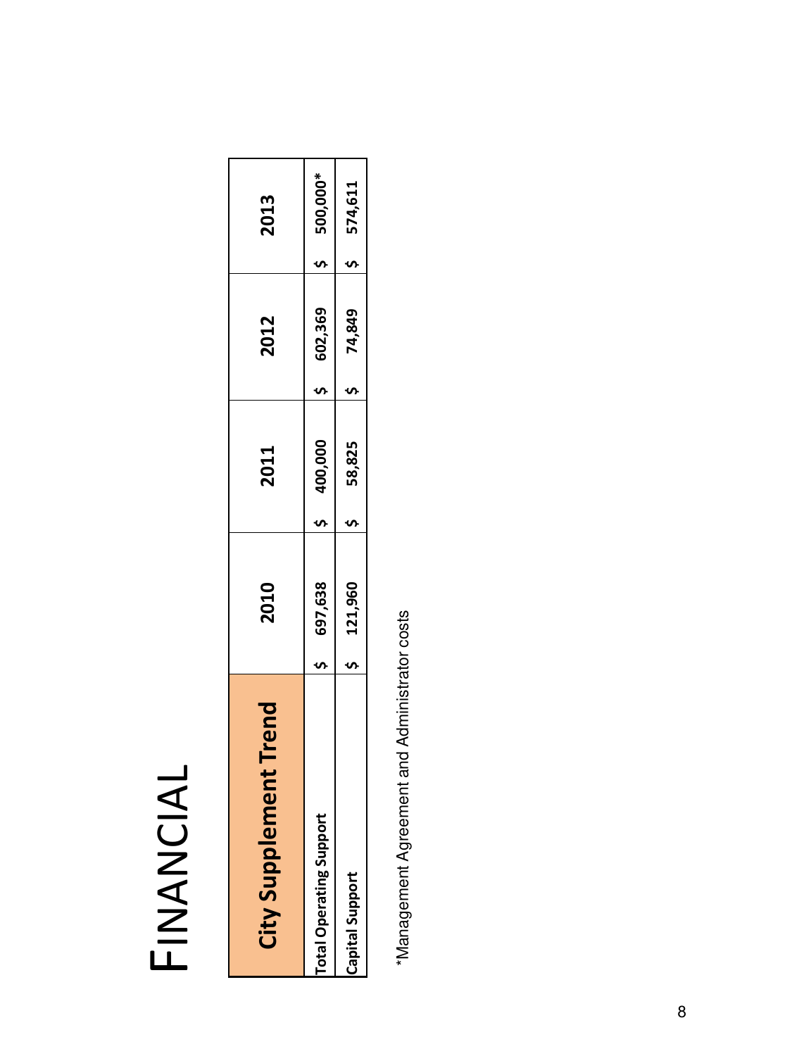# Financial

| City Supplement Trend | 2010 | 2011 | 2012 | 2013 |
|---|---|---|---|---|
| Total Operating Support | $ 697,638 | $ 400,000 | $ 602,369 | $ 500,000* |
| Capital Support | $ 121,960 | $ 58,825 | $ 74,849 | $ 574,611 |

*Management Agreement and Administrator costs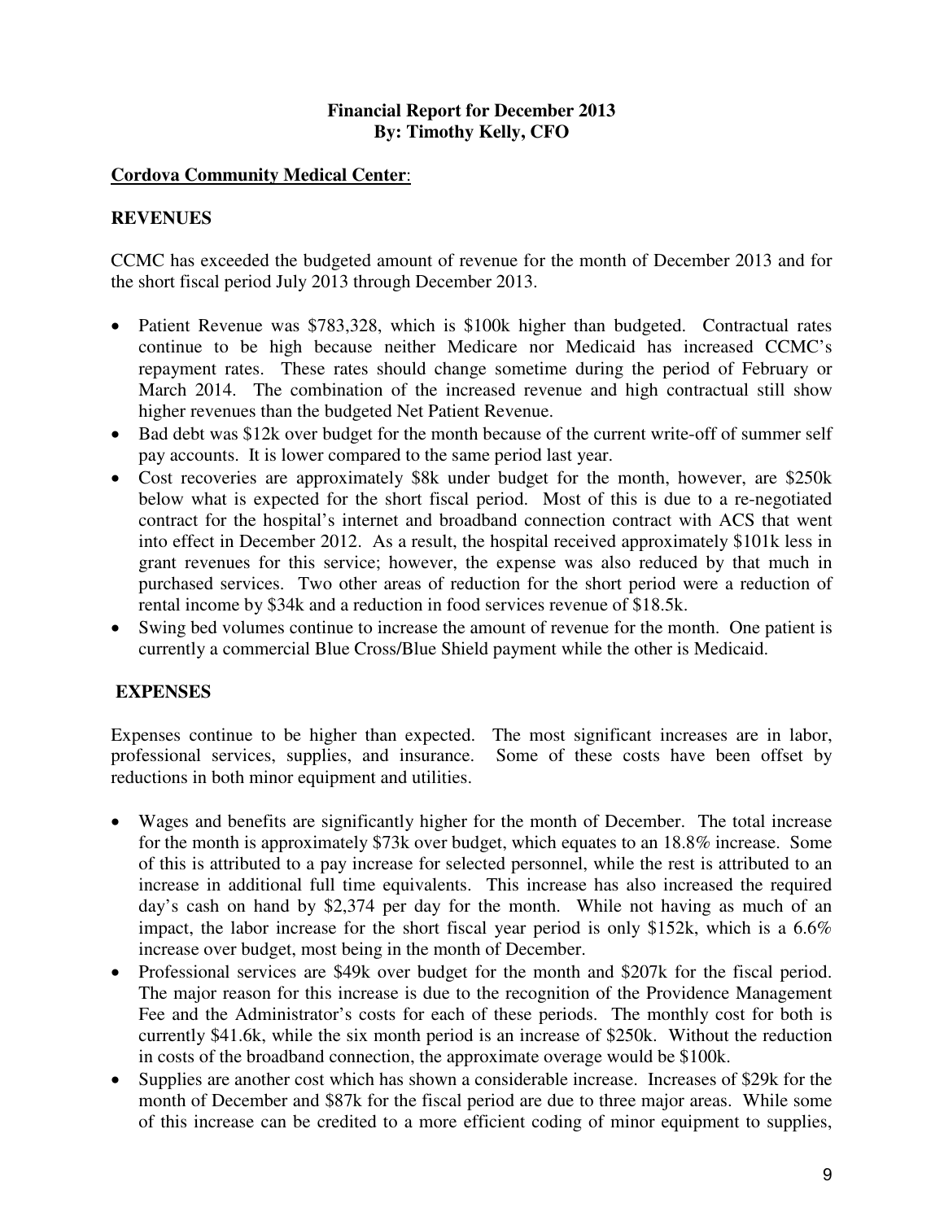**Financial Report for December 2013**
**By: Timothy Kelly, CFO**

**Cordova Community Medical Center**:

## REVENUES

CCMC has exceeded the budgeted amount of revenue for the month of December 2013 and for the short fiscal period July 2013 through December 2013.

- Patient Revenue was $783,328, which is $100k higher than budgeted. Contractual rates continue to be high because neither Medicare nor Medicaid has increased CCMC's repayment rates. These rates should change sometime during the period of February or March 2014. The combination of the increased revenue and high contractual still show higher revenues than the budgeted Net Patient Revenue.
- Bad debt was $12k over budget for the month because of the current write-off of summer self pay accounts. It is lower compared to the same period last year.
- Cost recoveries are approximately $8k under budget for the month, however, are $250k below what is expected for the short fiscal period. Most of this is due to a re-negotiated contract for the hospital's internet and broadband connection contract with ACS that went into effect in December 2012. As a result, the hospital received approximately $101k less in grant revenues for this service; however, the expense was also reduced by that much in purchased services. Two other areas of reduction for the short period were a reduction of rental income by $34k and a reduction in food services revenue of $18.5k.
- Swing bed volumes continue to increase the amount of revenue for the month. One patient is currently a commercial Blue Cross/Blue Shield payment while the other is Medicaid.

## EXPENSES

Expenses continue to be higher than expected. The most significant increases are in labor, professional services, supplies, and insurance. Some of these costs have been offset by reductions in both minor equipment and utilities.

- Wages and benefits are significantly higher for the month of December. The total increase for the month is approximately $73k over budget, which equates to an 18.8% increase. Some of this is attributed to a pay increase for selected personnel, while the rest is attributed to an increase in additional full time equivalents. This increase has also increased the required day's cash on hand by $2,374 per day for the month. While not having as much of an impact, the labor increase for the short fiscal year period is only $152k, which is a 6.6% increase over budget, most being in the month of December.
- Professional services are $49k over budget for the month and $207k for the fiscal period. The major reason for this increase is due to the recognition of the Providence Management Fee and the Administrator's costs for each of these periods. The monthly cost for both is currently $41.6k, while the six month period is an increase of $250k. Without the reduction in costs of the broadband connection, the approximate overage would be $100k.
- Supplies are another cost which has shown a considerable increase. Increases of $29k for the month of December and $87k for the fiscal period are due to three major areas. While some of this increase can be credited to a more efficient coding of minor equipment to supplies,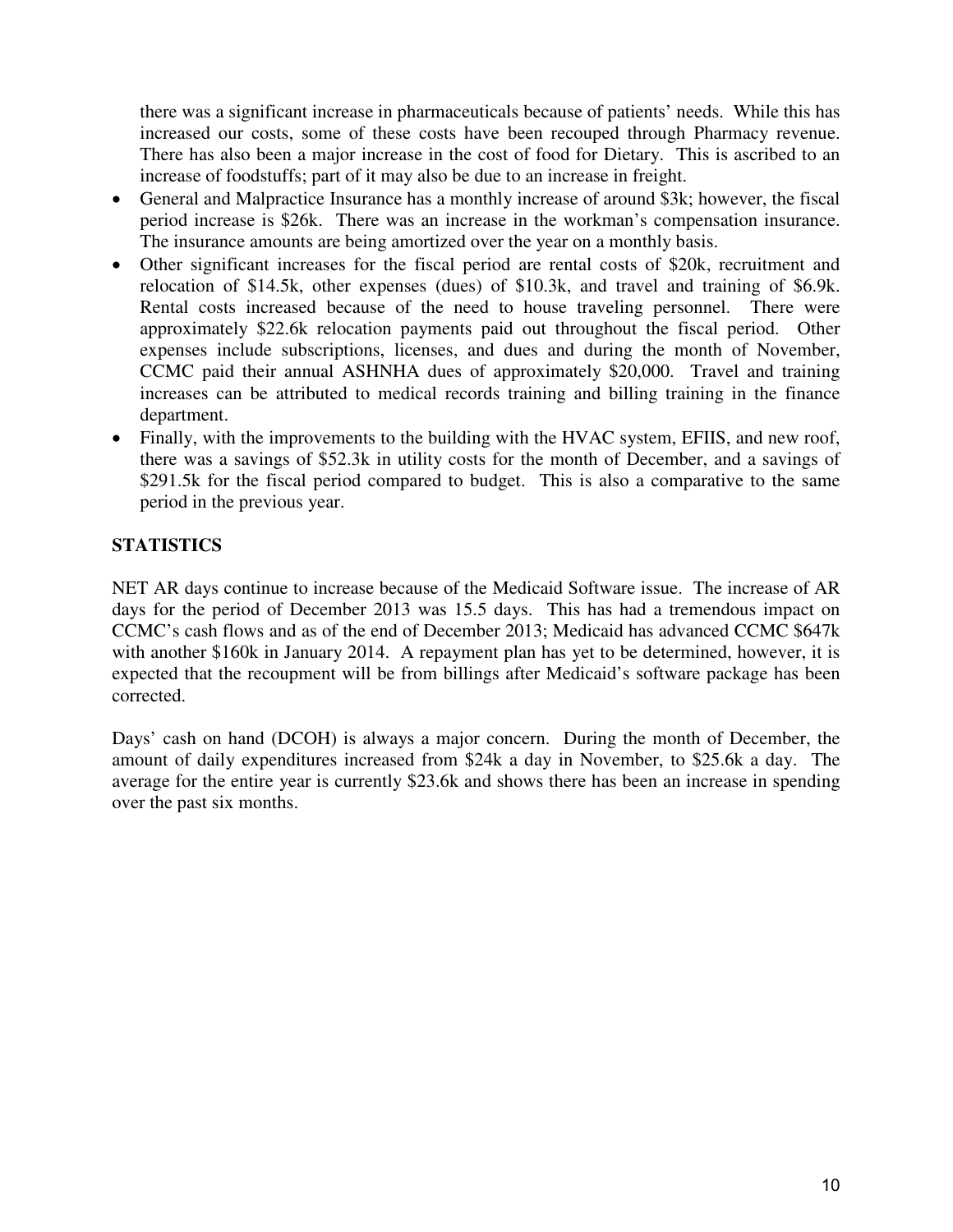there was a significant increase in pharmaceuticals because of patients' needs. While this has increased our costs, some of these costs have been recouped through Pharmacy revenue. There has also been a major increase in the cost of food for Dietary. This is ascribed to an increase of foodstuffs; part of it may also be due to an increase in freight.

- General and Malpractice Insurance has a monthly increase of around $3k; however, the fiscal period increase is $26k. There was an increase in the workman's compensation insurance. The insurance amounts are being amortized over the year on a monthly basis.
- Other significant increases for the fiscal period are rental costs of $20k, recruitment and relocation of $14.5k, other expenses (dues) of $10.3k, and travel and training of $6.9k. Rental costs increased because of the need to house traveling personnel. There were approximately $22.6k relocation payments paid out throughout the fiscal period. Other expenses include subscriptions, licenses, and dues and during the month of November, CCMC paid their annual ASHNHA dues of approximately $20,000. Travel and training increases can be attributed to medical records training and billing training in the finance department.
- Finally, with the improvements to the building with the HVAC system, EFIIS, and new roof, there was a savings of $52.3k in utility costs for the month of December, and a savings of $291.5k for the fiscal period compared to budget. This is also a comparative to the same period in the previous year.

**STATISTICS**

NET AR days continue to increase because of the Medicaid Software issue. The increase of AR days for the period of December 2013 was 15.5 days. This has had a tremendous impact on CCMC's cash flows and as of the end of December 2013; Medicaid has advanced CCMC $647k with another $160k in January 2014. A repayment plan has yet to be determined, however, it is expected that the recoupment will be from billings after Medicaid's software package has been corrected.

Days' cash on hand (DCOH) is always a major concern. During the month of December, the amount of daily expenditures increased from $24k a day in November, to $25.6k a day. The average for the entire year is currently $23.6k and shows there has been an increase in spending over the past six months.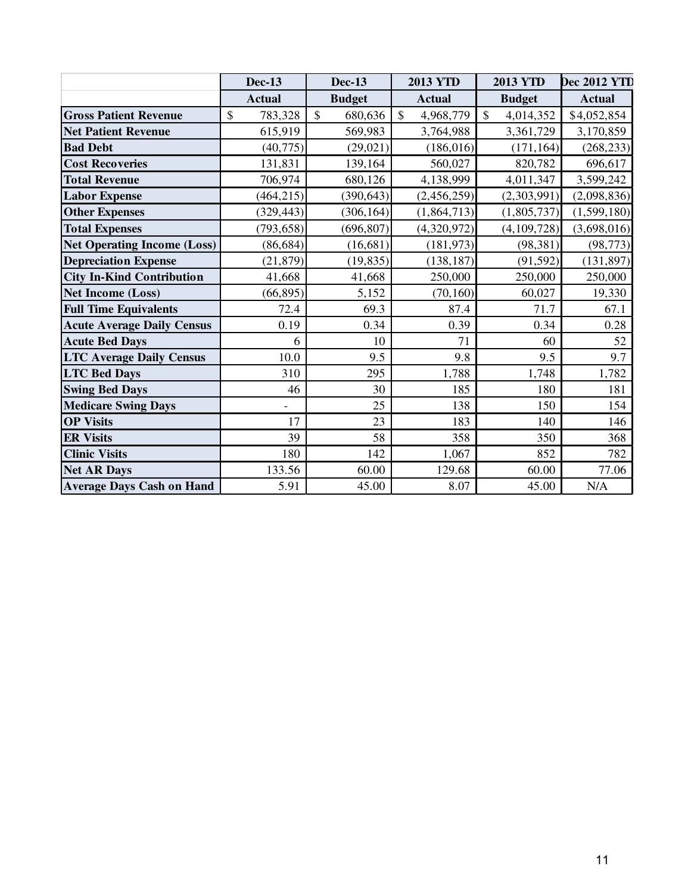| | Dec-13 | Dec-13 | 2013 YTD | 2013 YTD | Dec 2012 YTD |
|---|---|---|---|---|---|
| | Actual | Budget | Actual | Budget | Actual |
| **Gross Patient Revenue** | $ 783,328 | $ 680,636 | $ 4,968,779 | $ 4,014,352 | $4,052,854 |
| **Net Patient Revenue** | 615,919 | 569,983 | 3,764,988 | 3,361,729 | 3,170,859 |
| **Bad Debt** | (40,775) | (29,021) | (186,016) | (171,164) | (268,233) |
| **Cost Recoveries** | 131,831 | 139,164 | 560,027 | 820,782 | 696,617 |
| **Total Revenue** | 706,974 | 680,126 | 4,138,999 | 4,011,347 | 3,599,242 |
| **Labor Expense** | (464,215) | (390,643) | (2,456,259) | (2,303,991) | (2,098,836) |
| **Other Expenses** | (329,443) | (306,164) | (1,864,713) | (1,805,737) | (1,599,180) |
| **Total Expenses** | (793,658) | (696,807) | (4,320,972) | (4,109,728) | (3,698,016) |
| **Net Operating Income (Loss)** | (86,684) | (16,681) | (181,973) | (98,381) | (98,773) |
| **Depreciation Expense** | (21,879) | (19,835) | (138,187) | (91,592) | (131,897) |
| **City In-Kind Contribution** | 41,668 | 41,668 | 250,000 | 250,000 | 250,000 |
| **Net Income (Loss)** | (66,895) | 5,152 | (70,160) | 60,027 | 19,330 |
| **Full Time Equivalents** | 72.4 | 69.3 | 87.4 | 71.7 | 67.1 |
| **Acute Average Daily Census** | 0.19 | 0.34 | 0.39 | 0.34 | 0.28 |
| **Acute Bed Days** | 6 | 10 | 71 | 60 | 52 |
| **LTC Average Daily Census** | 10.0 | 9.5 | 9.8 | 9.5 | 9.7 |
| **LTC Bed Days** | 310 | 295 | 1,788 | 1,748 | 1,782 |
| **Swing Bed Days** | 46 | 30 | 185 | 180 | 181 |
| **Medicare Swing Days** | - | 25 | 138 | 150 | 154 |
| **OP Visits** | 17 | 23 | 183 | 140 | 146 |
| **ER Visits** | 39 | 58 | 358 | 350 | 368 |
| **Clinic Visits** | 180 | 142 | 1,067 | 852 | 782 |
| **Net AR Days** | 133.56 | 60.00 | 129.68 | 60.00 | 77.06 |
| **Average Days Cash on Hand** | 5.91 | 45.00 | 8.07 | 45.00 | N/A |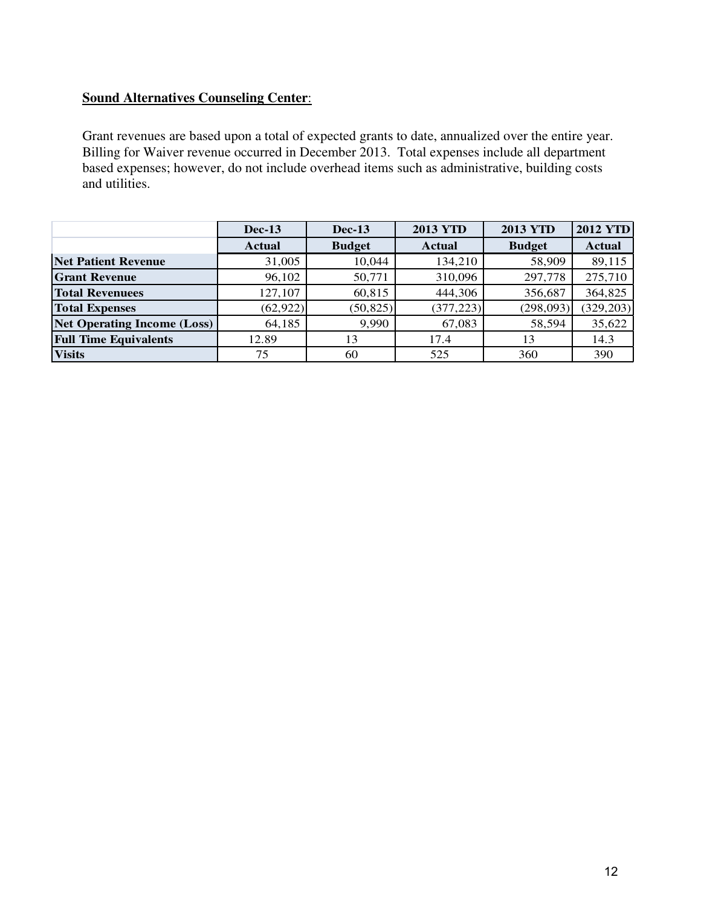**Sound Alternatives Counseling Center**:

Grant revenues are based upon a total of expected grants to date, annualized over the entire year. Billing for Waiver revenue occurred in December 2013. Total expenses include all department based expenses; however, do not include overhead items such as administrative, building costs and utilities.

| | Dec-13 | Dec-13 | 2013 YTD | 2013 YTD | 2012 YTD |
|---|---|---|---|---|---|
| | Actual | Budget | Actual | Budget | Actual |
| **Net Patient Revenue** | 31,005 | 10,044 | 134,210 | 58,909 | 89,115 |
| **Grant Revenue** | 96,102 | 50,771 | 310,096 | 297,778 | 275,710 |
| **Total Revenuees** | 127,107 | 60,815 | 444,306 | 356,687 | 364,825 |
| **Total Expenses** | (62,922) | (50,825) | (377,223) | (298,093) | (329,203) |
| **Net Operating Income (Loss)** | 64,185 | 9,990 | 67,083 | 58,594 | 35,622 |
| **Full Time Equivalents** | 12.89 | 13 | 17.4 | 13 | 14.3 |
| **Visits** | 75 | 60 | 525 | 360 | 390 |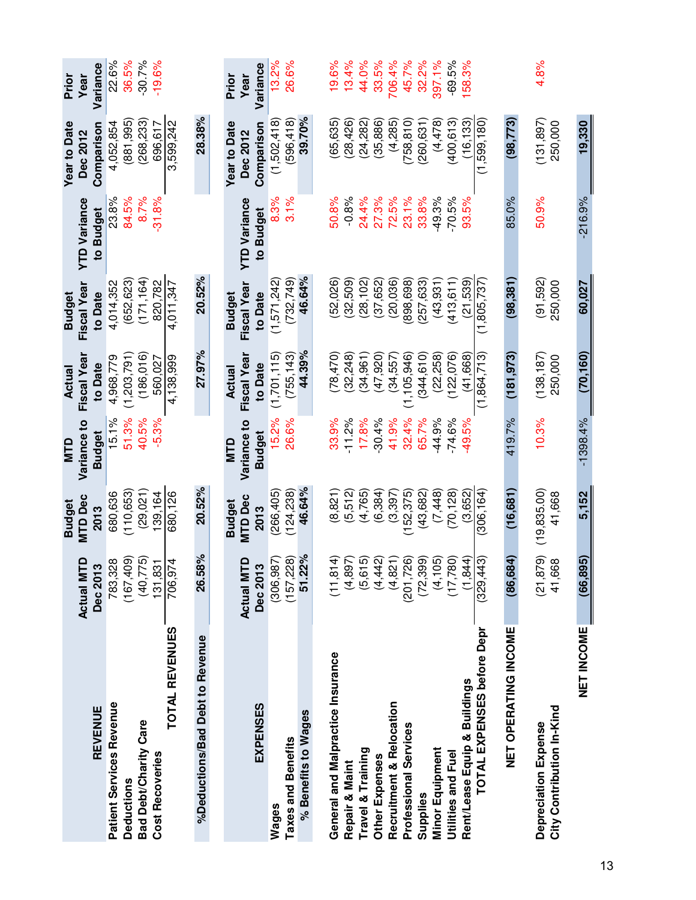| REVENUE | Actual MTD Dec 2013 | Budget MTD Dec 2013 | MTD Variance to Budget | Actual Fiscal Year to Date | Budget Fiscal Year to Date | YTD Variance to Budget | Year to Date Dec 2012 Comparison | Prior Year Variance |
|---|---|---|---|---|---|---|---|---|
| Patient Services Revenue | 783,328 | 680,636 | 15.1% | 4,968,779 | 4,014,352 | 23.8% | 4,052,854 | 22.6% |
| Deductions | (167,409) | (110,653) | 51.3% | (1,203,791) | (652,623) | 84.5% | (881,995) | 36.5% |
| Bad Debt/Charity Care | (40,775) | (29,021) | 40.5% | (186,016) | (171,164) | 8.7% | (268,233) | -30.7% |
| Cost Recoveries | 131,831 | 139,164 | -5.3% | 560,027 | 820,782 | -31.8% | 696,617 | -19.6% |
| TOTAL REVENUES | 706,974 | 680,126 | | 4,138,999 | 4,011,347 | | 3,599,242 | |
| | | | | | | | | |
| %Deductions/Bad Debt to Revenue | 26.58% | 20.52% | | 27.97% | 20.52% | | 28.38% | |

| EXPENSES | Actual MTD Dec 2013 | Budget MTD Dec 2013 | MTD Variance to Budget | Actual Fiscal Year to Date | Budget Fiscal Year to Date | YTD Variance to Budget | Year to Date Dec 2012 Comparison | Prior Year Variance |
|---|---|---|---|---|---|---|---|---|
| Wages | (306,987) | (266,405) | 15.2% | (1,701,115) | (1,571,242) | 8.3% | (1,502,418) | 13.2% |
| Taxes and Benefits | (157,228) | (124,238) | 26.6% | (755,143) | (732,749) | 3.1% | (596,418) | 26.6% |
| % Benefits to Wages | 51.22% | 46.64% | | 44.39% | 46.64% | | 39.70% | |
| | | | | | | | | |
| General and Malpractice Insurance | (11,814) | (8,821) | 33.9% | (78,470) | (52,026) | 50.8% | (65,635) | 19.6% |
| Repair & Maint | (4,897) | (5,512) | -11.2% | (32,248) | (32,509) | -0.8% | (28,426) | 13.4% |
| Travel & Training | (5,615) | (4,765) | 17.8% | (34,961) | (28,102) | 24.4% | (24,282) | 44.0% |
| Other Expenses | (4,442) | (6,384) | -30.4% | (47,920) | (37,652) | 27.3% | (35,886) | 33.5% |
| Recruitment & Relocation | (4,821) | (3,397) | 41.9% | (34,557) | (20,036) | 72.5% | (4,285) | 706.4% |
| Professional Services | (201,726) | (152,375) | 32.4% | (1,105,946) | (898,698) | 23.1% | (758,810) | 45.7% |
| Supplies | (72,399) | (43,682) | 65.7% | (344,610) | (257,633) | 33.8% | (260,631) | 32.2% |
| Minor Equipment | (4,105) | (7,448) | -44.9% | (22,258) | (43,931) | -49.3% | (4,478) | 397.1% |
| Utilities and Fuel | (17,780) | (70,128) | -74.6% | (122,076) | (413,611) | -70.5% | (400,613) | -69.5% |
| Rent/Lease Equip & Buildings | (1,844) | (3,652) | -49.5% | (41,668) | (21,539) | 93.5% | (16,133) | 158.3% |
| TOTAL EXPENSES before Depr | (329,443) | (306,164) | | (1,864,713) | (1,805,737) | | (1,599,180) | |
| | | | | | | | | |
| NET OPERATING INCOME | (86,684) | (16,681) | 419.7% | (181,973) | (98,381) | 85.0% | (98,773) | |
| | | | | | | | | |
| Depreciation Expense | (21,879) | (19,835.00) | 10.3% | (138,187) | (91,592) | 50.9% | (131,897) | 4.8% |
| City Contribution In-Kind | 41,668 | 41,668 | | 250,000 | 250,000 | | 250,000 | |
| | | | | | | | | |
| NET INCOME | (66,895) | 5,152 | -1398.4% | (70,160) | 60,027 | -216.9% | 19,330 | |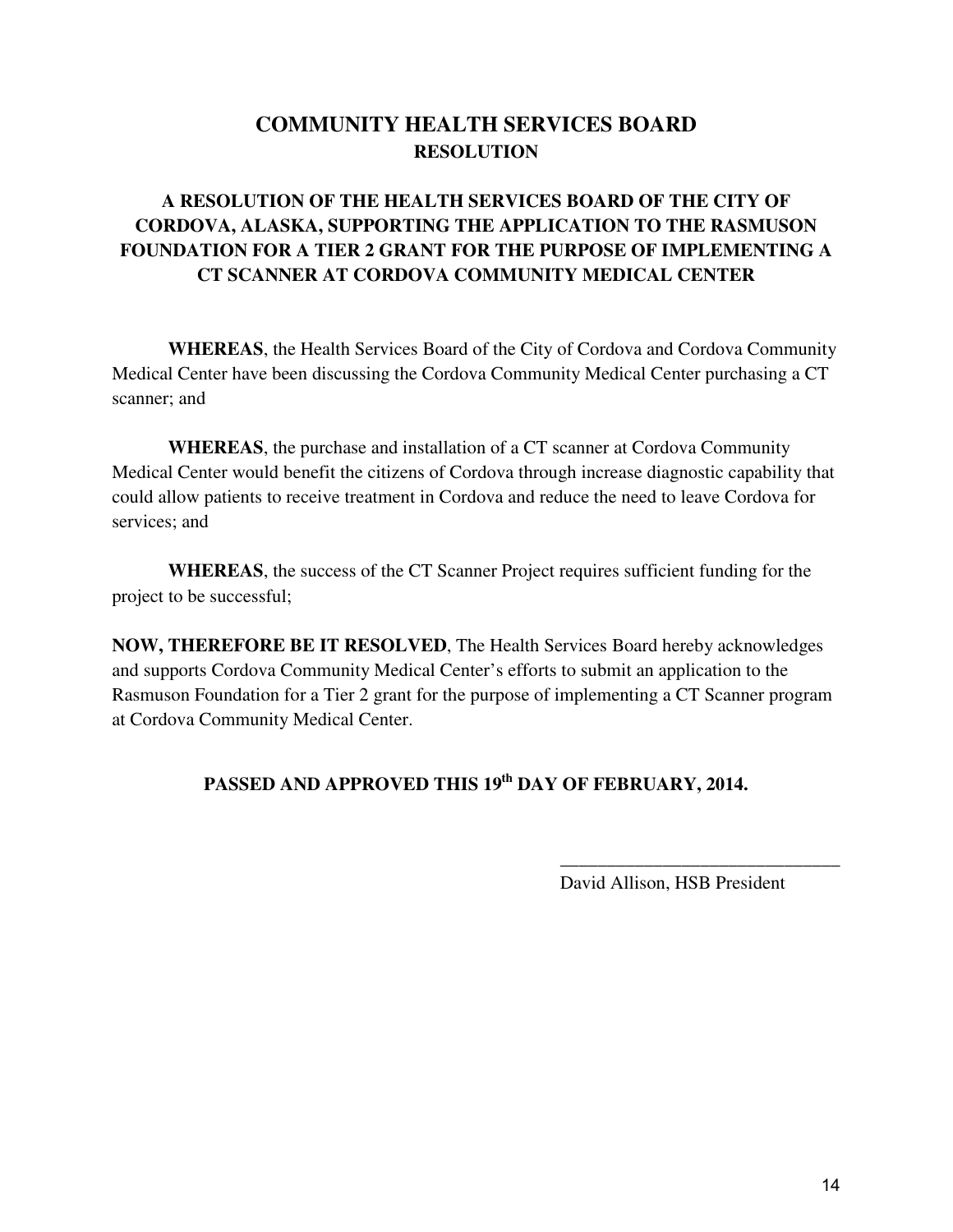# COMMUNITY HEALTH SERVICES BOARD
## RESOLUTION

### A RESOLUTION OF THE HEALTH SERVICES BOARD OF THE CITY OF CORDOVA, ALASKA, SUPPORTING THE APPLICATION TO THE RASMUSON FOUNDATION FOR A TIER 2 GRANT FOR THE PURPOSE OF IMPLEMENTING A CT SCANNER AT CORDOVA COMMUNITY MEDICAL CENTER

**WHEREAS**, the Health Services Board of the City of Cordova and Cordova Community Medical Center have been discussing the Cordova Community Medical Center purchasing a CT scanner; and

**WHEREAS**, the purchase and installation of a CT scanner at Cordova Community Medical Center would benefit the citizens of Cordova through increase diagnostic capability that could allow patients to receive treatment in Cordova and reduce the need to leave Cordova for services; and

**WHEREAS**, the success of the CT Scanner Project requires sufficient funding for the project to be successful;

**NOW, THEREFORE BE IT RESOLVED**, The Health Services Board hereby acknowledges and supports Cordova Community Medical Center's efforts to submit an application to the Rasmuson Foundation for a Tier 2 grant for the purpose of implementing a CT Scanner program at Cordova Community Medical Center.

**PASSED AND APPROVED THIS 19th DAY OF FEBRUARY, 2014.**

\_\_\_\_\_\_\_\_\_\_\_\_\_\_\_\_\_\_\_\_\_\_\_\_\_\_\_\_\_\_

David Allison, HSB President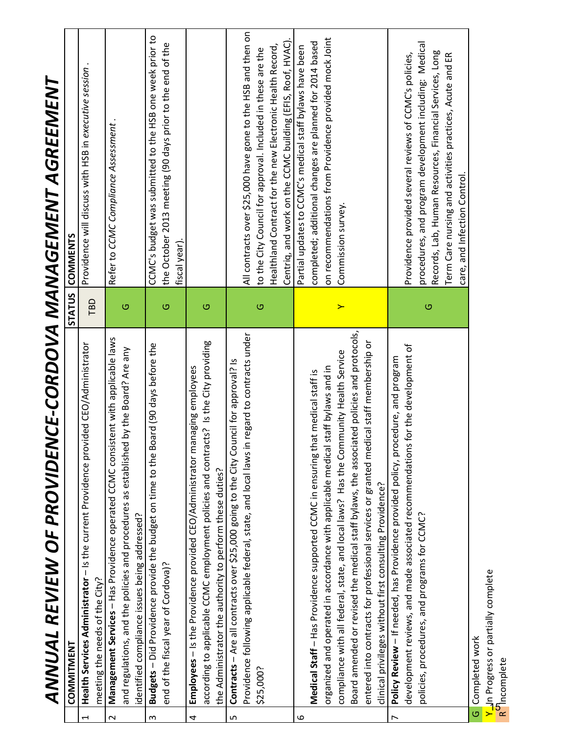# ANNUAL REVIEW OF PROVIDENCE-CORDOVA MANAGEMENT AGREEMENT

| | COMMITMENT | STATUS | COMMENTS |
|---|---|---|---|
| 1 | **Health Services Administrator** – Is the current Providence provided CEO/Administrator meeting the needs of the City? | TBD | Providence will discuss with HSB in *executive session*. |
| 2 | **Management Services** – Has Providence operated CCMC consistent with applicable laws and regulations, and the policies and procedures as established by the Board? Are any identified compliance issues being addressed? | G | Refer to *CCMC Compliance Assessment*. |
| 3 | **Budgets** – Did Providence provide the budget on time to the Board (90 days before the end of the fiscal year of Cordova)? | G | CCMC's budget was submitted to the HSB one week prior to the October 2013 meeting (90 days prior to the end of the fiscal year). |
| 4 | **Employees** – Is the Providence provided CEO/Administrator managing employees according to applicable CCMC employment policies and contracts? Is the City providing the Administrator the authority to perform these duties? | G | |
| 5 | **Contracts** – Are all contracts over $25,000 going to the City Council for approval? Is Providence following applicable federal, state, and local laws in regard to contracts under $25,000? | G | All contracts over $25,000 have gone to the HSB and then on to the City Council for approval. Included in these are the Healthland Contract for the new Electronic Health Record, Centriq, and work on the CCMC building (EFIS, Roof, HVAC). |
| 6 | **Medical Staff** – Has Providence supported CCMC in ensuring that medical staff is organized and operated in accordance with applicable medical staff bylaws and in compliance with all federal, state, and local laws? Has the Community Health Service Board amended or revised the medical staff bylaws, the associated policies and protocols, entered into contracts for professional services or granted medical staff membership or clinical privileges without first consulting Providence? | Y | Partial updates to CCMC's medical staff bylaws have been completed; additional changes are planned for 2014 based on recommendations from Providence provided mock Joint Commission survey. |
| 7 | **Policy Review** – If needed, has Providence provided policy, procedure, and program development reviews, and made associated recommendations for the development of policies, procedures, and programs for CCMC? | G | Providence provided several reviews of CCMC's policies, procedures, and program development including: Medical Records, Lab, Human Resources, Financial Services, Long Term Care nursing and activities practices, Acute and ER care, and Infection Control. |

G Completed work
Y In Progress or partially complete
R Incomplete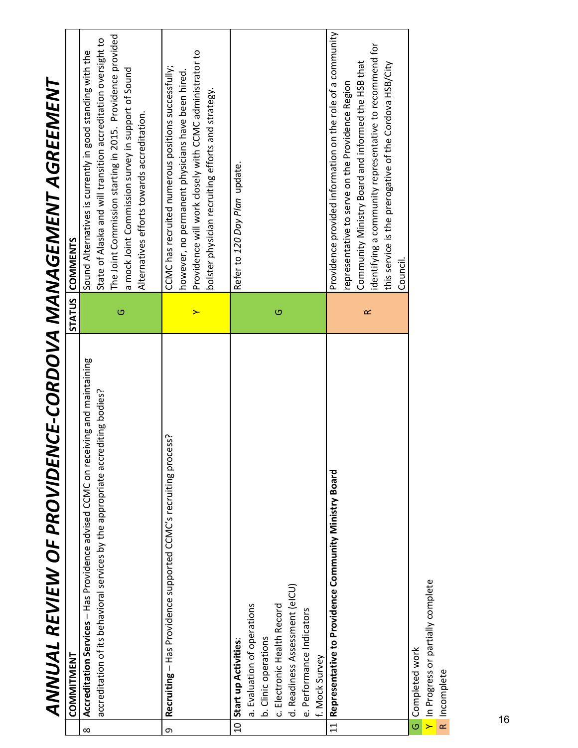# ANNUAL REVIEW OF PROVIDENCE-CORDOVA MANAGEMENT AGREEMENT

| | COMMITMENT | STATUS | COMMENTS |
|---|---|---|---|
| 8 | **Accreditation Services** – Has Providence advised CCMC on receiving and maintaining accreditation of its behavioral services by the appropriate accrediting bodies? | G | Sound Alternatives is currently in good standing with the State of Alaska and will transition accreditation oversight to The Joint Commission starting in 2015. Providence provided a mock Joint Commission survey in support of Sound Alternatives efforts towards accreditation. |
| 9 | **Recruiting** – Has Providence supported CCMC's recruiting process? | Y | CCMC has recruited numerous positions successfully; however, no permanent physicians have been hired. Providence will work closely with CCMC administrator to bolster physician recruiting efforts and strategy. |
| 10 | **Start up Activities**:<br>a. Evaluation of operations<br>b. Clinic operations<br>c. Electronic Health Record<br>d. Readiness Assessment (eICU)<br>e. Performance Indicators<br>f. Mock Survey | G | Refer to *120 Day Plan* update. |
| 11 | **Representative to Providence Community Ministry Board** | R | Providence provided information on the role of a community representative to serve on the Providence Region Community Ministry Board and informed the HSB that identifying a community representative to recommend for this service is the prerogative of the Cordova HSB/City Council. |

G Completed work
Y In Progress or partially complete
R Incomplete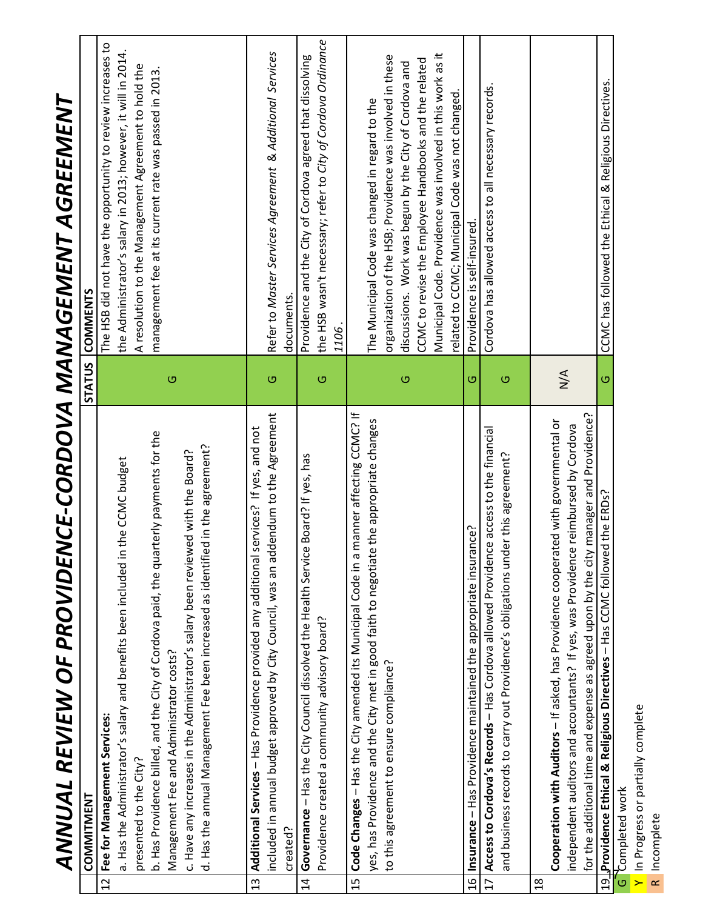# ANNUAL REVIEW OF PROVIDENCE-CORDOVA MANAGEMENT AGREEMENT

| | COMMITMENT | STATUS | COMMENTS |
|---|---|---|---|
| 12 | **Fee for Management Services:**<br>a. Has the Administrator's salary and benefits been included in the CCMC budget presented to the City?<br>b. Has Providence billed, and the City of Cordova paid, the quarterly payments for the Management Fee and Administrator costs?<br>c. Have any increases in the Administrator's salary been reviewed with the Board?<br>d. Has the annual Management Fee been increased as identified in the agreement? | G | The HSB did not have the opportunity to review increases to the Administrator's salary in 2013; however, it will in 2014. A resolution to the Management Agreement to hold the management fee at its current rate was passed in 2013. |
| 13 | **Additional Services** – Has Providence provided any additional services? If yes, and not included in annual budget approved by City Council, was an addendum to the Agreement created? | G | Refer to *Master Services Agreement* & *Additional Services* documents. |
| 14 | **Governance** – Has the City Council dissolved the Health Service Board? If yes, has Providence created a community advisory board? | G | Providence and the City of Cordova agreed that dissolving the HSB wasn't necessary; refer to *City of Cordova Ordinance 1106*. |
| 15 | **Code Changes** – Has the City amended its Municipal Code in a manner affecting CCMC? If yes, has Providence and the City met in good faith to negotiate the appropriate changes to this agreement to ensure compliance? | G | The Municipal Code was changed in regard to the organization of the HSB; Providence was involved in these discussions. Work was begun by the City of Cordova and CCMC to revise the Employee Handbooks and the related Municipal Code. Providence was involved in this work as it related to CCMC; Municipal Code was not changed. |
| 16 | **Insurance** – Has Providence maintained the appropriate insurance? | G | Providence is self-insured. |
| 17 | **Access to Cordova's Records** – Has Cordova allowed Providence access to the financial and business records to carry out Providence's obligations under this agreement? | G | Cordova has allowed access to all necessary records. |
| 18 | **Cooperation with Auditors** – If asked, has Providence cooperated with governmental or independent auditors and accountants? If yes, was Providence reimbursed by Cordova for the additional time and expense as agreed upon by the city manager and Providence? | N/A | |
| 19 | **Providence Ethical & Religious Directives** – Has CCMC followed the ERDs? | G | CCMC has followed the Ethical & Religious Directives. |

G Completed work
Y In Progress or partially complete
R Incomplete